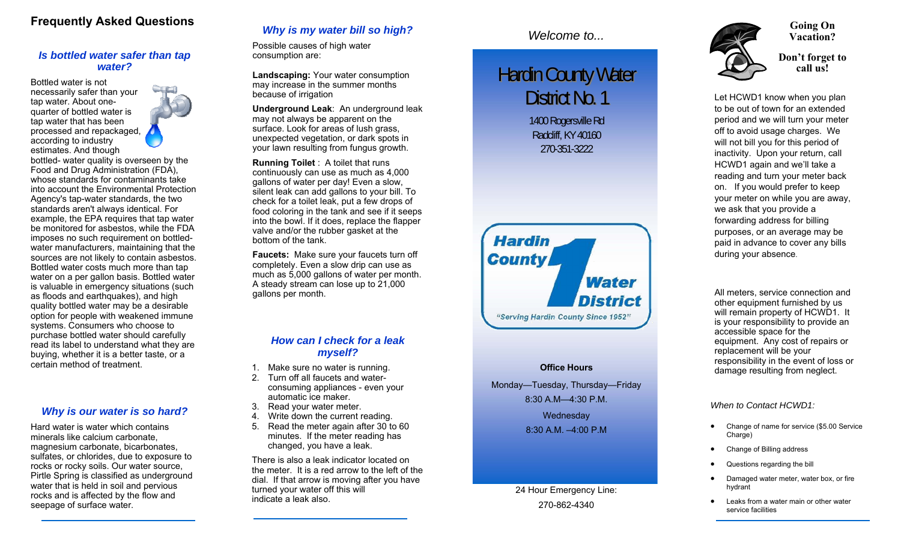# Frequently Asked Questions

### *Is bottled water safer than tap water?*

Bottled water is not necessarily safer than your tap water. About one-quarter of bottled water is tap water that has been processed and repackaged, according to industry estimates. And though bottled- water quality is overseen by the Food and Drug Administration (FDA), whose standards for contaminants take into account the Environmental Protection Agency's tap-water standards, the two standards aren't always identical. For example, the EPA requires that tap water be monitored for asbestos, while the FDA imposes no such requirement on bottled-water manufacturers, maintaining that the sources are not likely to contain asbestos. Bottled water costs much more than tap water on a per gallon basis. Bottled water is valuable in emergency situations (such as floods and earthquakes), and high quality bottled water may be a desirable option for people with weakened immune systems. Consumers who choose to purchase bottled water should carefully read its label to understand what they are buying, whether it is a better taste, or a certain method of treatment.

### *Why is our water is so hard?*

Hard water is water which contains minerals like calcium carbonate, magnesium carbonate, bicarbonates, sulfates, or chlorides, due to exposure to rocks or rocky soils. Our water source, Pirtle Spring is classified as underground water that is held in soil and pervious rocks and is affected by the flow and seepage of surface water.

### *Why is my water bill so high?*

Possible causes of high water consumption are:

**Landscaping:** Your water consumption may increase in the summer months because of irrigation

**Underground Leak**: An underground leak may not always be apparent on the surface. Look for areas of lush grass, unexpected vegetation, or dark spots in your lawn resulting from fungus growth.

**Running Toilet** : A toilet that runs continuously can use as much as 4,000 gallons of water per day! Even a slow, silent leak can add gallons to your bill. To check for a toilet leak, put a few drops of food coloring in the tank and see if it seeps into the bowl. If it does, replace the flapper valve and/or the rubber gasket at the bottom of the tank.

**Faucets:** Make sure your faucets turn off completely. Even a slow drip can use as much as 5,000 gallons of water per month. A steady stream can lose up to 21,000 gallons per month.

### *How can I check for a leak myself?*

1. Make sure no water is running.
2. Turn off all faucets and water-consuming appliances - even your automatic ice maker.
3. Read your water meter.
4. Write down the current reading.
5. Read the meter again after 30 to 60 minutes. If the meter reading has changed, you have a leak.

There is also a leak indicator located on the meter. It is a red arrow to the left of the dial. If that arrow is moving after you have turned your water off this will indicate a leak also.

*Welcome to...*

# Hardin County Water District No. 1

1400 Rogersville Rd
Radcliff, KY 40160
270-351-3222

Hardin County 1 Water District
"Serving Hardin County Since 1952"

**Office Hours**

Monday—Tuesday, Thursday—Friday
8:30 A.M—4:30 P.M.

Wednesday
8:30 A.M. –4:00 P.M.

24 Hour Emergency Line:
270-862-4340

## Going On Vacation?

**Don't forget to call us!**

Let HCWD1 know when you plan to be out of town for an extended period and we will turn your meter off to avoid usage charges. We will not bill you for this period of inactivity. Upon your return, call HCWD1 again and we'll take a reading and turn your meter back on. If you would prefer to keep your meter on while you are away, we ask that you provide a forwarding address for billing purposes, or an average may be paid in advance to cover any bills during your absence.

All meters, service connection and other equipment furnished by us will remain property of HCWD1. It is your responsibility to provide an accessible space for the equipment. Any cost of repairs or replacement will be your responsibility in the event of loss or damage resulting from neglect.

*When to Contact HCWD1:*

- Change of name for service ($5.00 Service Charge)
- Change of Billing address
- Questions regarding the bill
- Damaged water meter, water box, or fire hydrant
- Leaks from a water main or other water service facilities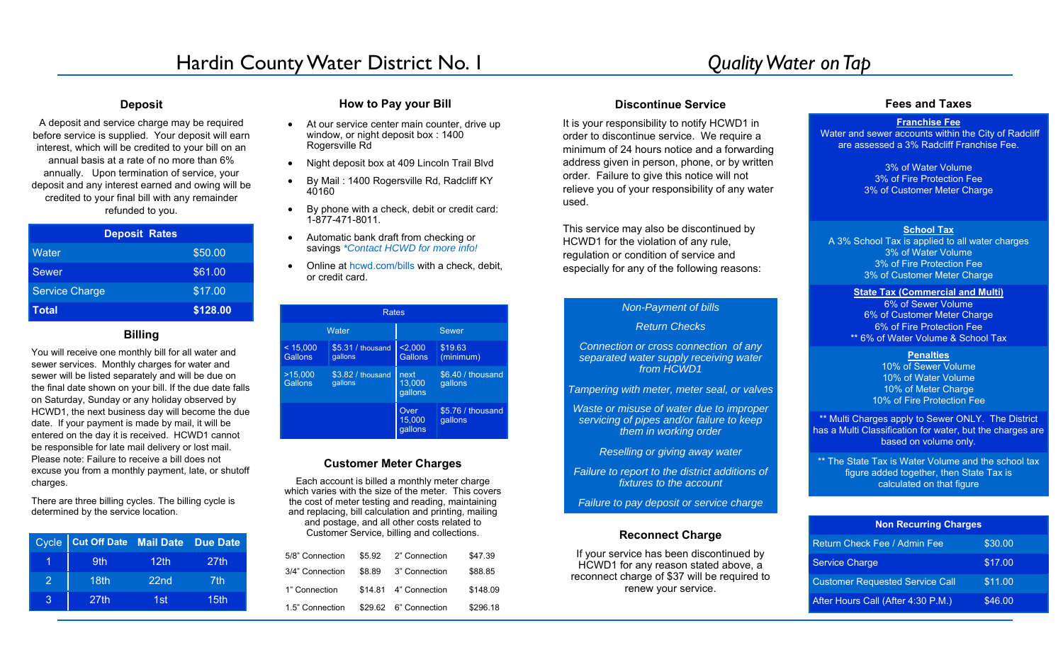# Hardin County Water District No. 1

*Quality Water on Tap*

## Deposit

A deposit and service charge may be required before service is supplied. Your deposit will earn interest, which will be credited to your bill on an annual basis at a rate of no more than 6% annually. Upon termination of service, your deposit and any interest earned and owing will be credited to your final bill with any remainder refunded to you.

| Deposit Rates | |
|---|---|
| Water | $50.00 |
| Sewer | $61.00 |
| Service Charge | $17.00 |
| **Total** | **$128.00** |

## Billing

You will receive one monthly bill for all water and sewer services. Monthly charges for water and sewer will be listed separately and will be due on the final date shown on your bill. If the due date falls on Saturday, Sunday or any holiday observed by HCWD1, the next business day will become the due date. If your payment is made by mail, it will be entered on the day it is received. HCWD1 cannot be responsible for late mail delivery or lost mail. Please note: Failure to receive a bill does not excuse you from a monthly payment, late, or shutoff charges.

There are three billing cycles. The billing cycle is determined by the service location.

| Cycle | Cut Off Date | Mail Date | Due Date |
|---|---|---|---|
| 1 | 9th | 12th | 27th |
| 2 | 18th | 22nd | 7th |
| 3 | 27th | 1st | 15th |

## How to Pay your Bill

- At our service center main counter, drive up window, or night deposit box : 1400 Rogersville Rd
- Night deposit box at 409 Lincoln Trail Blvd
- By Mail : 1400 Rogersville Rd, Radcliff KY 40160
- By phone with a check, debit or credit card: 1-877-471-8011.
- Automatic bank draft from checking or savings *\*Contact HCWD for more info!*
- Online at hcwd.com/bills with a check, debit, or credit card.

| Rates | | | |
|---|---|---|---|
| Water | | Sewer | |
| < 15,000 Gallons | $5.31 / thousand gallons | <2,000 Gallons | $19.63 (minimum) |
| >15,000 Gallons | $3.82 / thousand gallons | next 13,000 gallons | $6.40 / thousand gallons |
| | | Over 15,000 gallons | $5.76 / thousand gallons |

## Customer Meter Charges

Each account is billed a monthly meter charge which varies with the size of the meter. This covers the cost of meter testing and reading, maintaining and replacing, bill calculation and printing, mailing and postage, and all other costs related to Customer Service, billing and collections.

| | | | |
|---|---|---|---|
| 5/8" Connection | $5.92 | 2" Connection | $47.39 |
| 3/4" Connection | $8.89 | 3" Connection | $88.85 |
| 1" Connection | $14.81 | 4" Connection | $148.09 |
| 1.5" Connection | $29.62 | 6" Connection | $296.18 |

## Discontinue Service

It is your responsibility to notify HCWD1 in order to discontinue service. We require a minimum of 24 hours notice and a forwarding address given in person, phone, or by written order. Failure to give this notice will not relieve you of your responsibility of any water used.

This service may also be discontinued by HCWD1 for the violation of any rule, regulation or condition of service and especially for any of the following reasons:

*Non-Payment of bills*

*Return Checks*

*Connection or cross connection of any separated water supply receiving water from HCWD1*

*Tampering with meter, meter seal, or valves*

*Waste or misuse of water due to improper servicing of pipes and/or failure to keep them in working order*

*Reselling or giving away water*

*Failure to report to the district additions of fixtures to the account*

*Failure to pay deposit or service charge*

## Reconnect Charge

If your service has been discontinued by HCWD1 for any reason stated above, a reconnect charge of $37 will be required to renew your service.

## Fees and Taxes

**Franchise Fee**

Water and sewer accounts within the City of Radcliff are assessed a 3% Radcliff Franchise Fee.

3% of Water Volume
3% of Fire Protection Fee
3% of Customer Meter Charge

**School Tax**

A 3% School Tax is applied to all water charges
3% of Water Volume
3% of Fire Protection Fee
3% of Customer Meter Charge

**State Tax (Commercial and Multi)**

6% of Sewer Volume
6% of Customer Meter Charge
6% of Fire Protection Fee
** 6% of Water Volume & School Tax

**Penalties**

10% of Sewer Volume
10% of Water Volume
10% of Meter Charge
10% of Fire Protection Fee

** Multi Charges apply to Sewer ONLY. The District has a Multi Classification for water, but the charges are based on volume only.

** The State Tax is Water Volume and the school tax figure added together, then State Tax is calculated on that figure

| Non Recurring Charges | |
|---|---|
| Return Check Fee / Admin Fee | $30.00 |
| Service Charge | $17.00 |
| Customer Requested Service Call | $11.00 |
| After Hours Call (After 4:30 P.M.) | $46.00 |